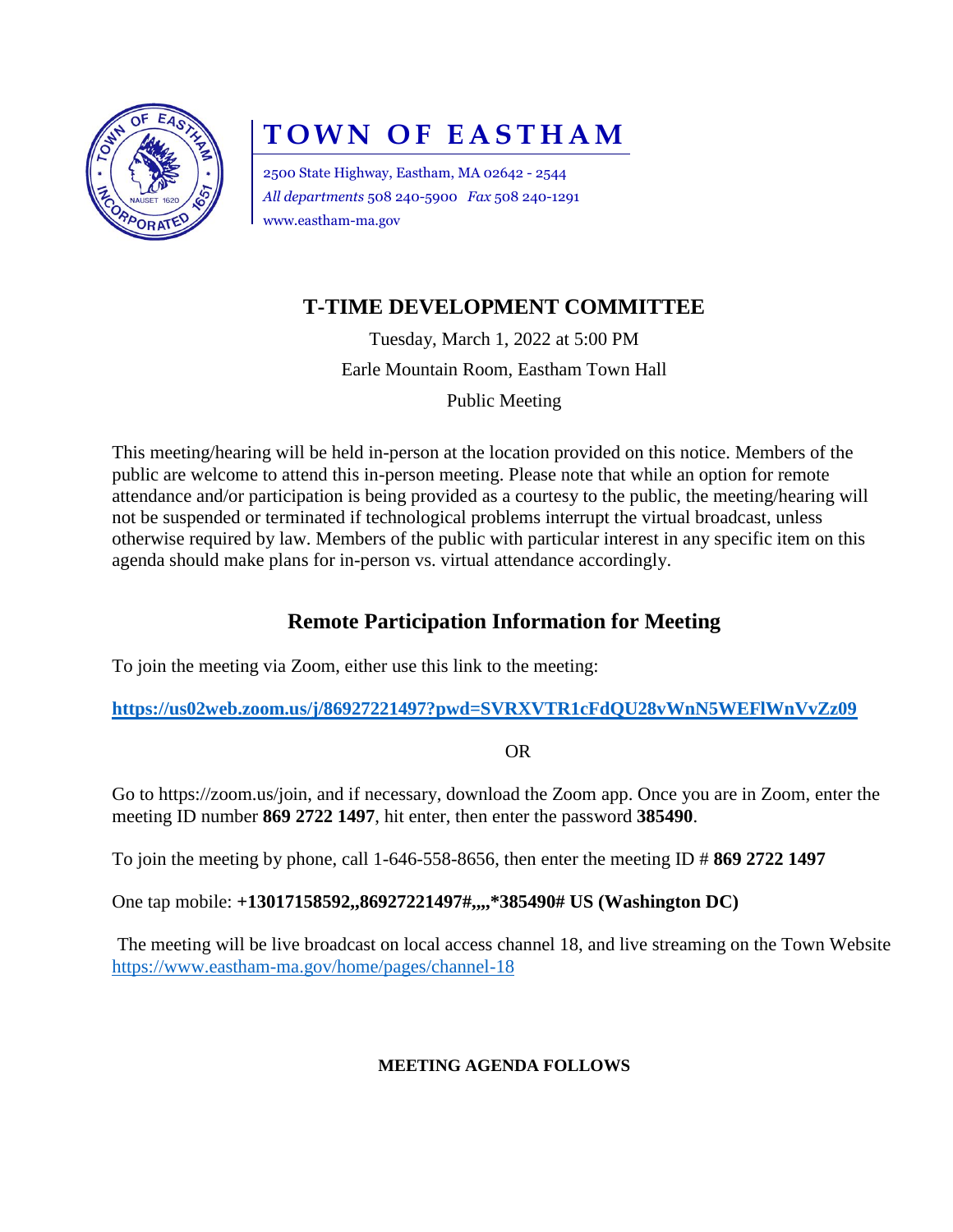# TOWN OF EASTHAM

2500 State Highway, Eastham, MA 02642 - 2544
*All departments* 508 240-5900 *Fax* 508 240-1291
www.eastham-ma.gov

## T-TIME DEVELOPMENT COMMITTEE

Tuesday, March 1, 2022 at 5:00 PM

Earle Mountain Room, Eastham Town Hall

Public Meeting

This meeting/hearing will be held in-person at the location provided on this notice. Members of the public are welcome to attend this in-person meeting. Please note that while an option for remote attendance and/or participation is being provided as a courtesy to the public, the meeting/hearing will not be suspended or terminated if technological problems interrupt the virtual broadcast, unless otherwise required by law. Members of the public with particular interest in any specific item on this agenda should make plans for in-person vs. virtual attendance accordingly.

## Remote Participation Information for Meeting

To join the meeting via Zoom, either use this link to the meeting:

**https://us02web.zoom.us/j/86927221497?pwd=SVRXVTR1cFdQU28vWnN5WEFlWnVvZz09**

OR

Go to https://zoom.us/join, and if necessary, download the Zoom app. Once you are in Zoom, enter the meeting ID number **869 2722 1497**, hit enter, then enter the password **385490**.

To join the meeting by phone, call 1-646-558-8656, then enter the meeting ID # **869 2722 1497**

One tap mobile: **+13017158592,,86927221497#,,,,*385490# US (Washington DC)**

The meeting will be live broadcast on local access channel 18, and live streaming on the Town Website https://www.eastham-ma.gov/home/pages/channel-18

**MEETING AGENDA FOLLOWS**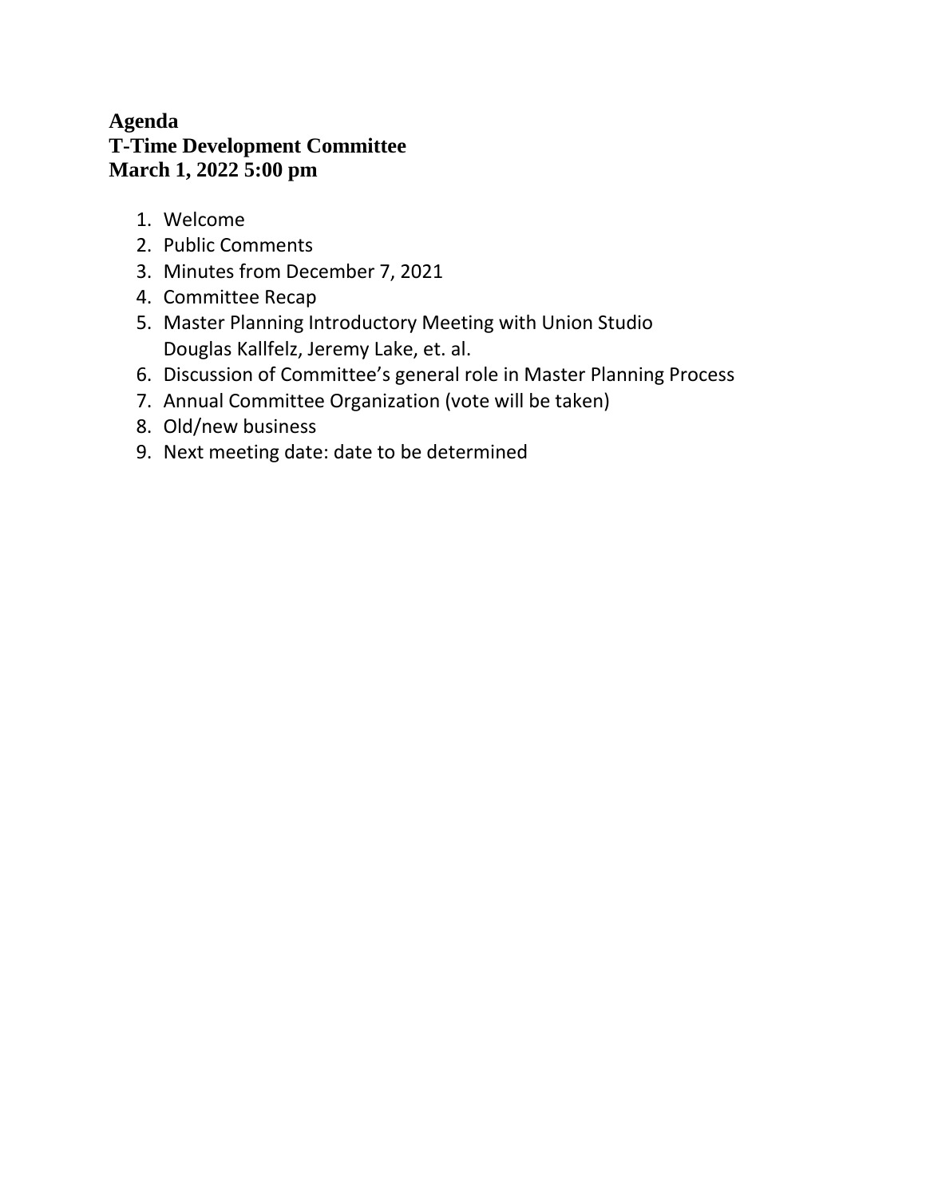**Agenda**
**T-Time Development Committee**
**March 1, 2022 5:00 pm**

1. Welcome
2. Public Comments
3. Minutes from December 7, 2021
4. Committee Recap
5. Master Planning Introductory Meeting with Union Studio
   Douglas Kallfelz, Jeremy Lake, et. al.
6. Discussion of Committee's general role in Master Planning Process
7. Annual Committee Organization (vote will be taken)
8. Old/new business
9. Next meeting date: date to be determined